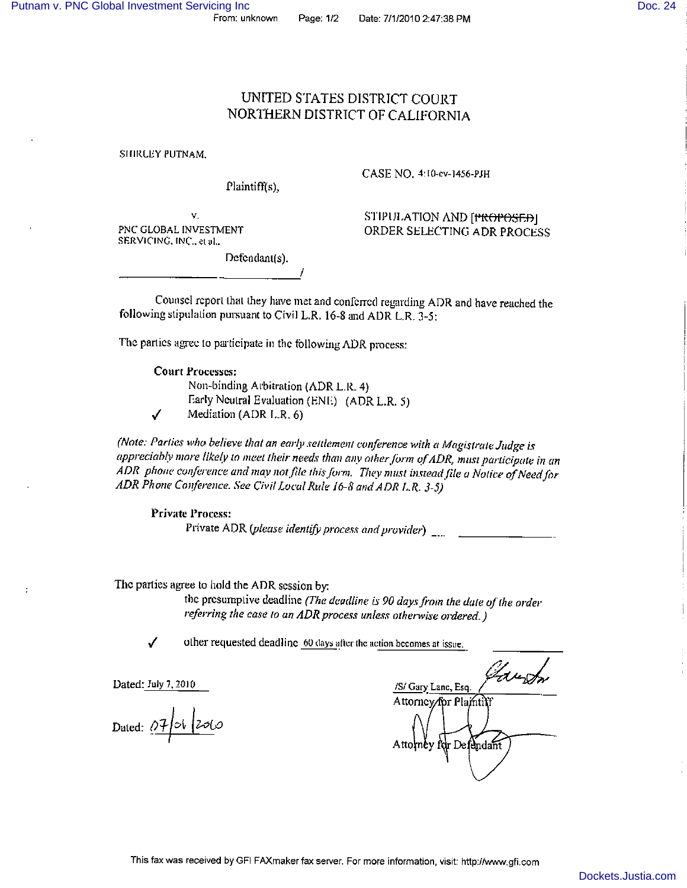# UNITED STATES DISTRICT COURT
# NORTHERN DISTRICT OF CALIFORNIA

SHIRLEY PUTNAM,

Plaintiff(s),

v.

PNC GLOBAL INVESTMENT SERVICING, INC., et al.,

Defendant(s).

CASE NO. 4:10-cv-1456-PJH

STIPULATION AND ~~[PROPOSED]~~ ORDER SELECTING ADR PROCESS

Counsel report that they have met and conferred regarding ADR and have reached the following stipulation pursuant to Civil L.R. 16-8 and ADR L.R. 3-5:

The parties agree to participate in the following ADR process:

**Court Processes:**

- Non-binding Arbitration (ADR L.R. 4)
- Early Neutral Evaluation (ENE) (ADR L.R. 5)
- ✓ Mediation (ADR L.R. 6)

*(Note: Parties who believe that an early settlement conference with a Magistrate Judge is appreciably more likely to meet their needs than any other form of ADR, must participate in an ADR phone conference and may not file this form. They must instead file a Notice of Need for ADR Phone Conference. See Civil Local Rule 16-8 and ADR L.R. 3-5)*

**Private Process:**

Private ADR (*please identify process and provider*) ____________

The parties agree to hold the ADR session by:

- the presumptive deadline *(The deadline is 90 days from the date of the order referring the case to an ADR process unless otherwise ordered.)*
- ✓ other requested deadline 60 days after the action becomes at issue.

Dated: July 7, 2010

/S/ Gary Lane, Esq.
Attorney for Plaintiff

Dated: 07/06/2010

Attorney for Defendant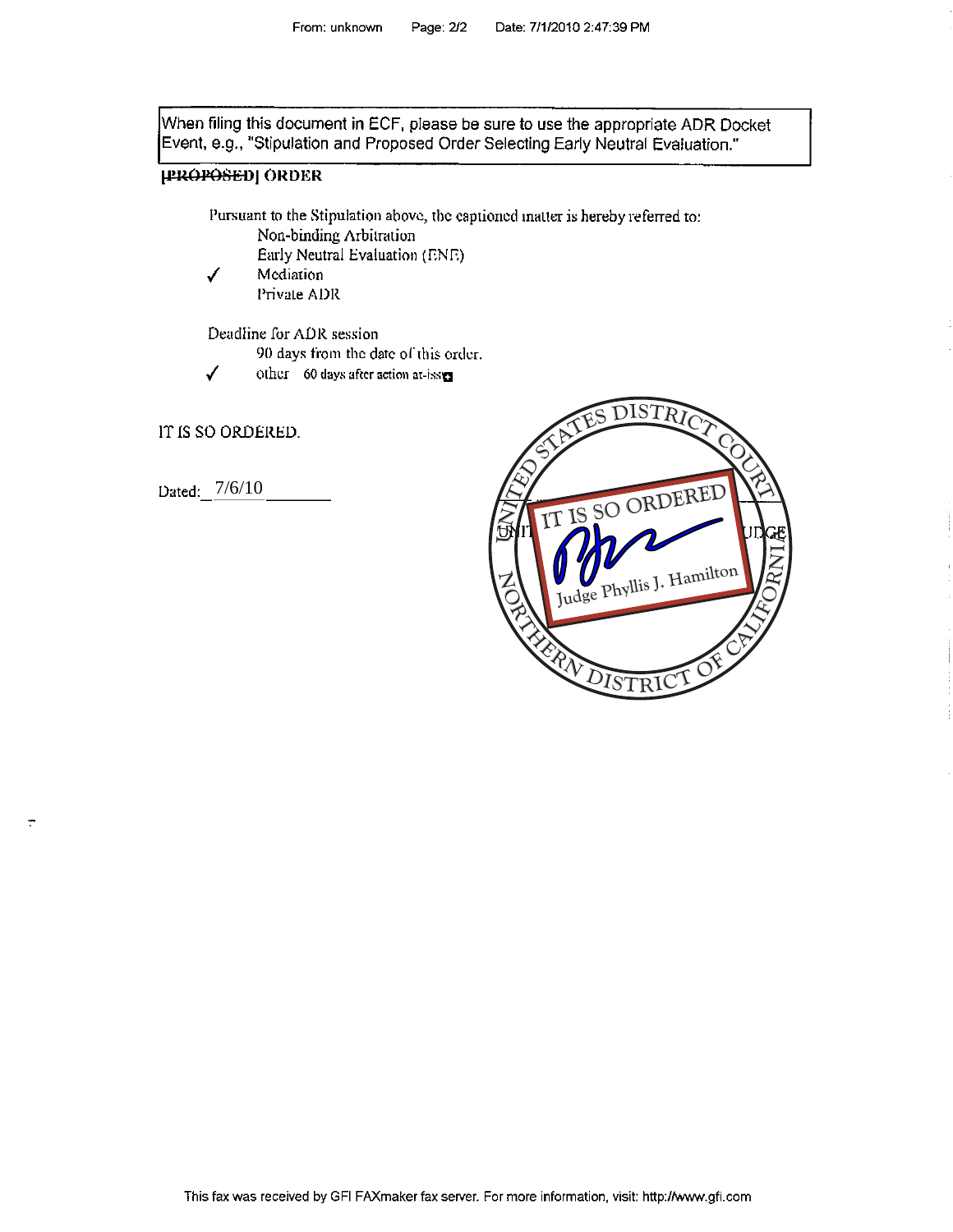When filing this document in ECF, please be sure to use the appropriate ADR Docket Event, e.g., "Stipulation and Proposed Order Selecting Early Neutral Evaluation."

**~~[PROPOSED]~~ ORDER**

Pursuant to the Stipulation above, the captioned matter is hereby referred to:

- Non-binding Arbitration
- Early Neutral Evaluation (ENE)
- ✓ Mediation
- Private ADR

Deadline for ADR session

- 90 days from the date of this order.
- ✓ other 60 days after action at-issue

IT IS SO ORDERED.

Dated: 7/6/10

UNITED STATES DISTRICT COURT
NORTHERN DISTRICT OF CALIFORNIA

IT IS SO ORDERED

Judge Phyllis J. Hamilton

UNITED STATES DISTRICT JUDGE

This fax was received by GFI FAXmaker fax server. For more information, visit: http://www.gfi.com